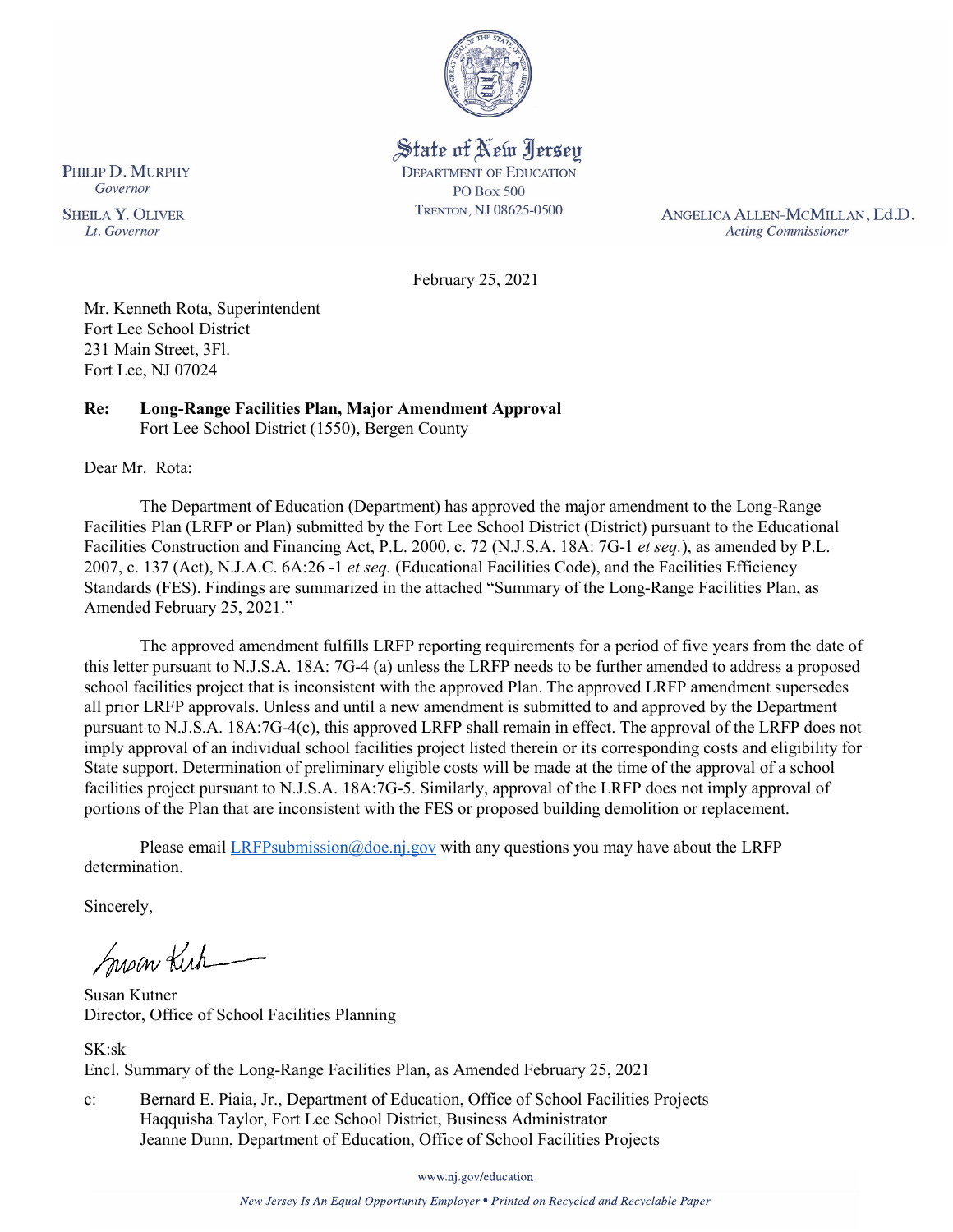State of New Jersey
DEPARTMENT OF EDUCATION
PO BOX 500
TRENTON, NJ 08625-0500

PHILIP D. MURPHY
*Governor*

SHEILA Y. OLIVER
*Lt. Governor*

ANGELICA ALLEN-MCMILLAN, Ed.D.
*Acting Commissioner*

February 25, 2021

Mr. Kenneth Rota, Superintendent
Fort Lee School District
231 Main Street, 3Fl.
Fort Lee, NJ 07024

**Re: Long-Range Facilities Plan, Major Amendment Approval**
Fort Lee School District (1550), Bergen County

Dear Mr. Rota:

The Department of Education (Department) has approved the major amendment to the Long-Range Facilities Plan (LRFP or Plan) submitted by the Fort Lee School District (District) pursuant to the Educational Facilities Construction and Financing Act, P.L. 2000, c. 72 (N.J.S.A. 18A: 7G-1 *et seq.*), as amended by P.L. 2007, c. 137 (Act), N.J.A.C. 6A:26 -1 *et seq.* (Educational Facilities Code), and the Facilities Efficiency Standards (FES). Findings are summarized in the attached "Summary of the Long-Range Facilities Plan, as Amended February 25, 2021."

The approved amendment fulfills LRFP reporting requirements for a period of five years from the date of this letter pursuant to N.J.S.A. 18A: 7G-4 (a) unless the LRFP needs to be further amended to address a proposed school facilities project that is inconsistent with the approved Plan. The approved LRFP amendment supersedes all prior LRFP approvals. Unless and until a new amendment is submitted to and approved by the Department pursuant to N.J.S.A. 18A:7G-4(c), this approved LRFP shall remain in effect. The approval of the LRFP does not imply approval of an individual school facilities project listed therein or its corresponding costs and eligibility for State support. Determination of preliminary eligible costs will be made at the time of the approval of a school facilities project pursuant to N.J.S.A. 18A:7G-5. Similarly, approval of the LRFP does not imply approval of portions of the Plan that are inconsistent with the FES or proposed building demolition or replacement.

Please email LRFPsubmission@doe.nj.gov with any questions you may have about the LRFP determination.

Sincerely,

Susan Kutner
Director, Office of School Facilities Planning

SK:sk
Encl. Summary of the Long-Range Facilities Plan, as Amended February 25, 2021

c: Bernard E. Piaia, Jr., Department of Education, Office of School Facilities Projects
Haqquisha Taylor, Fort Lee School District, Business Administrator
Jeanne Dunn, Department of Education, Office of School Facilities Projects

www.nj.gov/education

*New Jersey Is An Equal Opportunity Employer • Printed on Recycled and Recyclable Paper*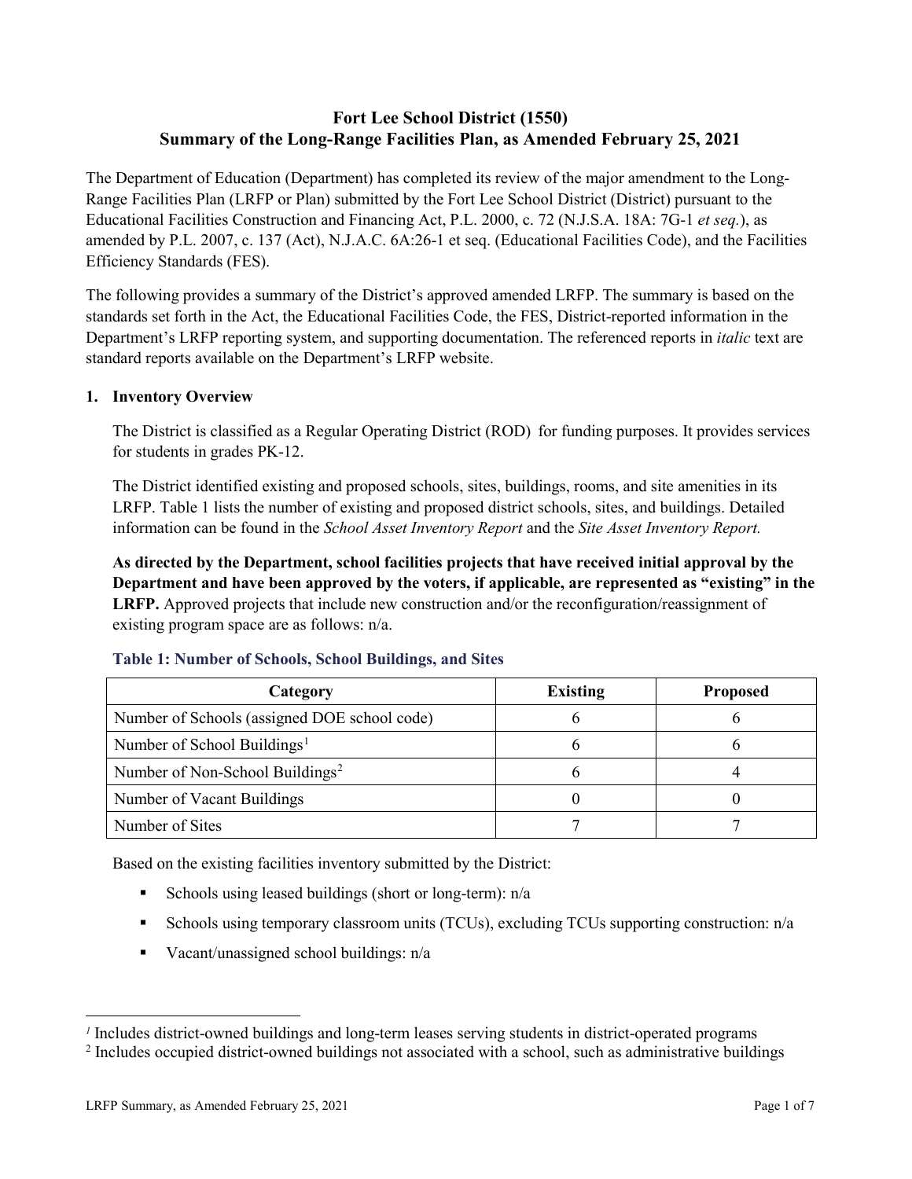# Fort Lee School District (1550)
## Summary of the Long-Range Facilities Plan, as Amended February 25, 2021

The Department of Education (Department) has completed its review of the major amendment to the Long-Range Facilities Plan (LRFP or Plan) submitted by the Fort Lee School District (District) pursuant to the Educational Facilities Construction and Financing Act, P.L. 2000, c. 72 (N.J.S.A. 18A: 7G-1 *et seq.*), as amended by P.L. 2007, c. 137 (Act), N.J.A.C. 6A:26-1 et seq. (Educational Facilities Code), and the Facilities Efficiency Standards (FES).

The following provides a summary of the District's approved amended LRFP. The summary is based on the standards set forth in the Act, the Educational Facilities Code, the FES, District-reported information in the Department's LRFP reporting system, and supporting documentation. The referenced reports in *italic* text are standard reports available on the Department's LRFP website.

### 1. Inventory Overview

The District is classified as a Regular Operating District (ROD) for funding purposes. It provides services for students in grades PK-12.

The District identified existing and proposed schools, sites, buildings, rooms, and site amenities in its LRFP. Table 1 lists the number of existing and proposed district schools, sites, and buildings. Detailed information can be found in the *School Asset Inventory Report* and the *Site Asset Inventory Report.*

**As directed by the Department, school facilities projects that have received initial approval by the Department and have been approved by the voters, if applicable, are represented as "existing" in the LRFP.** Approved projects that include new construction and/or the reconfiguration/reassignment of existing program space are as follows: n/a.

**Table 1: Number of Schools, School Buildings, and Sites**

| Category | Existing | Proposed |
|---|---|---|
| Number of Schools (assigned DOE school code) | 6 | 6 |
| Number of School Buildings[1] | 6 | 6 |
| Number of Non-School Buildings[2] | 6 | 4 |
| Number of Vacant Buildings | 0 | 0 |
| Number of Sites | 7 | 7 |

Based on the existing facilities inventory submitted by the District:

- Schools using leased buildings (short or long-term): n/a
- Schools using temporary classroom units (TCUs), excluding TCUs supporting construction: n/a
- Vacant/unassigned school buildings: n/a

[1] Includes district-owned buildings and long-term leases serving students in district-operated programs

[2] Includes occupied district-owned buildings not associated with a school, such as administrative buildings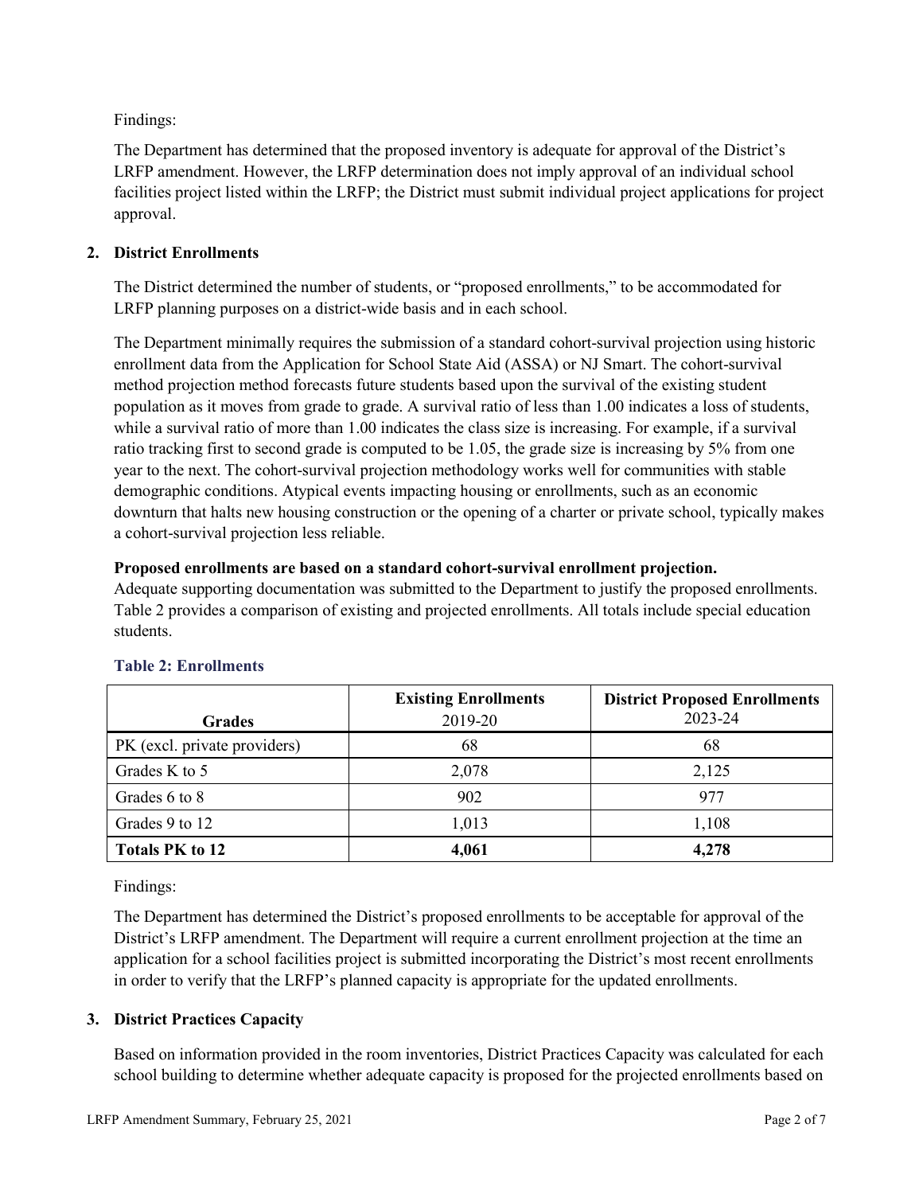Findings:

The Department has determined that the proposed inventory is adequate for approval of the District's LRFP amendment. However, the LRFP determination does not imply approval of an individual school facilities project listed within the LRFP; the District must submit individual project applications for project approval.

## 2. District Enrollments

The District determined the number of students, or "proposed enrollments," to be accommodated for LRFP planning purposes on a district-wide basis and in each school.

The Department minimally requires the submission of a standard cohort-survival projection using historic enrollment data from the Application for School State Aid (ASSA) or NJ Smart. The cohort-survival method projection method forecasts future students based upon the survival of the existing student population as it moves from grade to grade. A survival ratio of less than 1.00 indicates a loss of students, while a survival ratio of more than 1.00 indicates the class size is increasing. For example, if a survival ratio tracking first to second grade is computed to be 1.05, the grade size is increasing by 5% from one year to the next. The cohort-survival projection methodology works well for communities with stable demographic conditions. Atypical events impacting housing or enrollments, such as an economic downturn that halts new housing construction or the opening of a charter or private school, typically makes a cohort-survival projection less reliable.

**Proposed enrollments are based on a standard cohort-survival enrollment projection.**

Adequate supporting documentation was submitted to the Department to justify the proposed enrollments. Table 2 provides a comparison of existing and projected enrollments. All totals include special education students.

### Table 2: Enrollments

| Grades | **Existing Enrollments** 2019-20 | **District Proposed Enrollments** 2023-24 |
|---|---|---|
| PK (excl. private providers) | 68 | 68 |
| Grades K to 5 | 2,078 | 2,125 |
| Grades 6 to 8 | 902 | 977 |
| Grades 9 to 12 | 1,013 | 1,108 |
| **Totals PK to 12** | **4,061** | **4,278** |

Findings:

The Department has determined the District's proposed enrollments to be acceptable for approval of the District's LRFP amendment. The Department will require a current enrollment projection at the time an application for a school facilities project is submitted incorporating the District's most recent enrollments in order to verify that the LRFP's planned capacity is appropriate for the updated enrollments.

## 3. District Practices Capacity

Based on information provided in the room inventories, District Practices Capacity was calculated for each school building to determine whether adequate capacity is proposed for the projected enrollments based on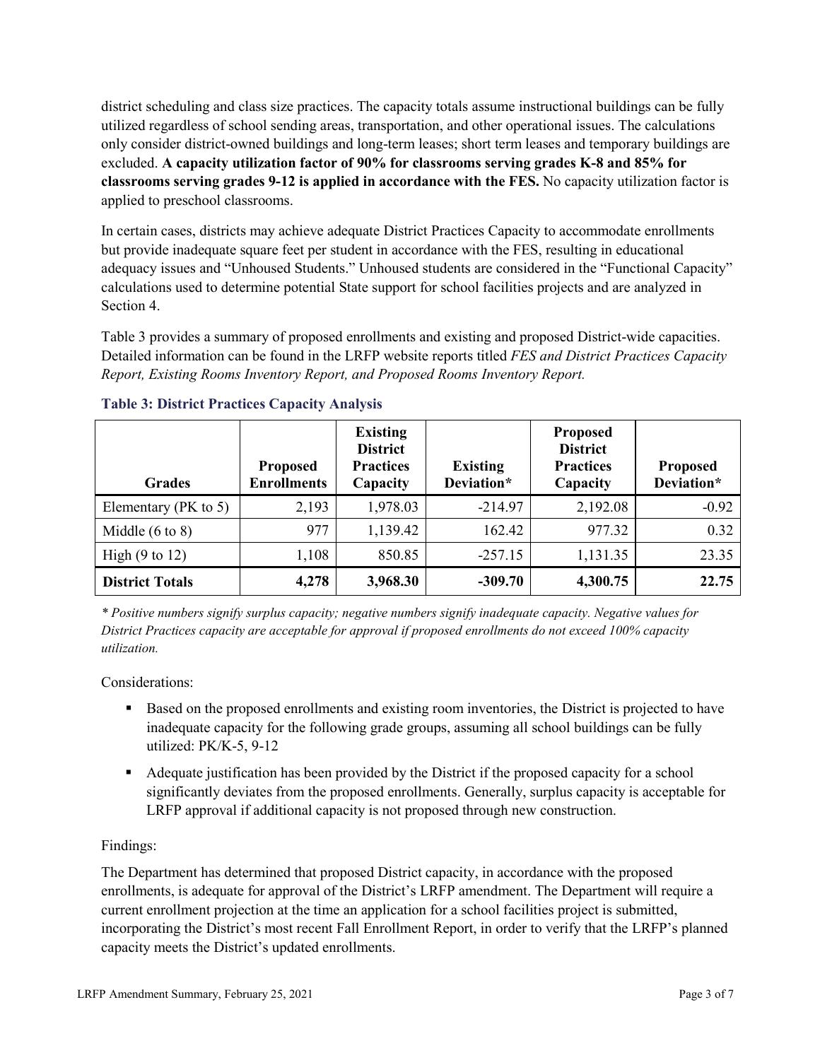district scheduling and class size practices. The capacity totals assume instructional buildings can be fully utilized regardless of school sending areas, transportation, and other operational issues. The calculations only consider district-owned buildings and long-term leases; short term leases and temporary buildings are excluded. **A capacity utilization factor of 90% for classrooms serving grades K-8 and 85% for classrooms serving grades 9-12 is applied in accordance with the FES.** No capacity utilization factor is applied to preschool classrooms.

In certain cases, districts may achieve adequate District Practices Capacity to accommodate enrollments but provide inadequate square feet per student in accordance with the FES, resulting in educational adequacy issues and "Unhoused Students." Unhoused students are considered in the "Functional Capacity" calculations used to determine potential State support for school facilities projects and are analyzed in Section 4.

Table 3 provides a summary of proposed enrollments and existing and proposed District-wide capacities. Detailed information can be found in the LRFP website reports titled *FES and District Practices Capacity Report, Existing Rooms Inventory Report, and Proposed Rooms Inventory Report.*

### Table 3: District Practices Capacity Analysis

| Grades | Proposed Enrollments | Existing District Practices Capacity | Existing Deviation* | Proposed District Practices Capacity | Proposed Deviation* |
|---|---|---|---|---|---|
| Elementary (PK to 5) | 2,193 | 1,978.03 | -214.97 | 2,192.08 | -0.92 |
| Middle (6 to 8) | 977 | 1,139.42 | 162.42 | 977.32 | 0.32 |
| High (9 to 12) | 1,108 | 850.85 | -257.15 | 1,131.35 | 23.35 |
| **District Totals** | **4,278** | **3,968.30** | **-309.70** | **4,300.75** | **22.75** |

*\* Positive numbers signify surplus capacity; negative numbers signify inadequate capacity. Negative values for District Practices capacity are acceptable for approval if proposed enrollments do not exceed 100% capacity utilization.*

Considerations:

- Based on the proposed enrollments and existing room inventories, the District is projected to have inadequate capacity for the following grade groups, assuming all school buildings can be fully utilized: PK/K-5, 9-12
- Adequate justification has been provided by the District if the proposed capacity for a school significantly deviates from the proposed enrollments. Generally, surplus capacity is acceptable for LRFP approval if additional capacity is not proposed through new construction.

Findings:

The Department has determined that proposed District capacity, in accordance with the proposed enrollments, is adequate for approval of the District's LRFP amendment. The Department will require a current enrollment projection at the time an application for a school facilities project is submitted, incorporating the District's most recent Fall Enrollment Report, in order to verify that the LRFP's planned capacity meets the District's updated enrollments.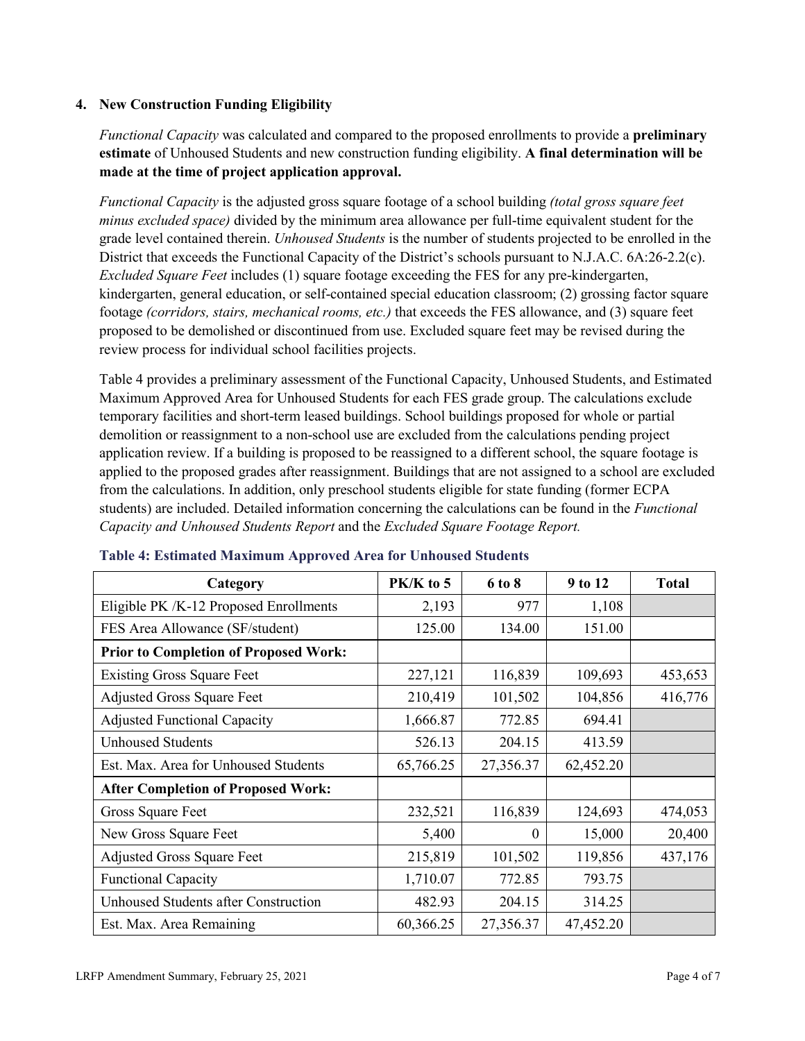### 4. New Construction Funding Eligibility

*Functional Capacity* was calculated and compared to the proposed enrollments to provide a **preliminary estimate** of Unhoused Students and new construction funding eligibility. **A final determination will be made at the time of project application approval.**

*Functional Capacity* is the adjusted gross square footage of a school building *(total gross square feet minus excluded space)* divided by the minimum area allowance per full-time equivalent student for the grade level contained therein. *Unhoused Students* is the number of students projected to be enrolled in the District that exceeds the Functional Capacity of the District's schools pursuant to N.J.A.C. 6A:26-2.2(c). *Excluded Square Feet* includes (1) square footage exceeding the FES for any pre-kindergarten, kindergarten, general education, or self-contained special education classroom; (2) grossing factor square footage *(corridors, stairs, mechanical rooms, etc.)* that exceeds the FES allowance, and (3) square feet proposed to be demolished or discontinued from use. Excluded square feet may be revised during the review process for individual school facilities projects.

Table 4 provides a preliminary assessment of the Functional Capacity, Unhoused Students, and Estimated Maximum Approved Area for Unhoused Students for each FES grade group. The calculations exclude temporary facilities and short-term leased buildings. School buildings proposed for whole or partial demolition or reassignment to a non-school use are excluded from the calculations pending project application review. If a building is proposed to be reassigned to a different school, the square footage is applied to the proposed grades after reassignment. Buildings that are not assigned to a school are excluded from the calculations. In addition, only preschool students eligible for state funding (former ECPA students) are included. Detailed information concerning the calculations can be found in the *Functional Capacity and Unhoused Students Report* and the *Excluded Square Footage Report.*

**Table 4: Estimated Maximum Approved Area for Unhoused Students**

| Category | PK/K to 5 | 6 to 8 | 9 to 12 | Total |
|---|---|---|---|---|
| Eligible PK /K-12 Proposed Enrollments | 2,193 | 977 | 1,108 | |
| FES Area Allowance (SF/student) | 125.00 | 134.00 | 151.00 | |
| **Prior to Completion of Proposed Work:** | | | | |
| Existing Gross Square Feet | 227,121 | 116,839 | 109,693 | 453,653 |
| Adjusted Gross Square Feet | 210,419 | 101,502 | 104,856 | 416,776 |
| Adjusted Functional Capacity | 1,666.87 | 772.85 | 694.41 | |
| Unhoused Students | 526.13 | 204.15 | 413.59 | |
| Est. Max. Area for Unhoused Students | 65,766.25 | 27,356.37 | 62,452.20 | |
| **After Completion of Proposed Work:** | | | | |
| Gross Square Feet | 232,521 | 116,839 | 124,693 | 474,053 |
| New Gross Square Feet | 5,400 | 0 | 15,000 | 20,400 |
| Adjusted Gross Square Feet | 215,819 | 101,502 | 119,856 | 437,176 |
| Functional Capacity | 1,710.07 | 772.85 | 793.75 | |
| Unhoused Students after Construction | 482.93 | 204.15 | 314.25 | |
| Est. Max. Area Remaining | 60,366.25 | 27,356.37 | 47,452.20 | |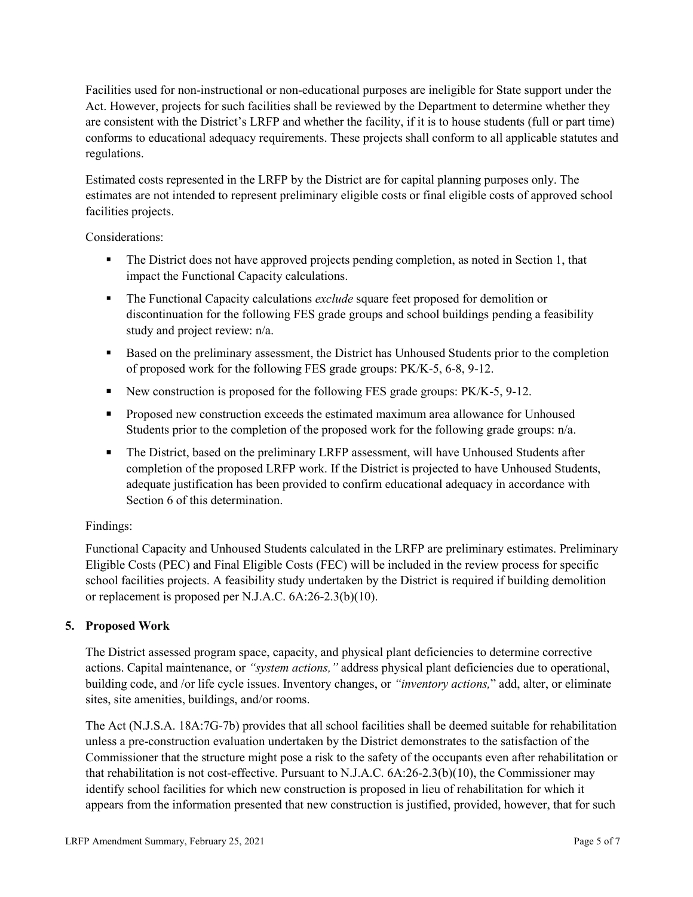Facilities used for non-instructional or non-educational purposes are ineligible for State support under the Act. However, projects for such facilities shall be reviewed by the Department to determine whether they are consistent with the District's LRFP and whether the facility, if it is to house students (full or part time) conforms to educational adequacy requirements. These projects shall conform to all applicable statutes and regulations.

Estimated costs represented in the LRFP by the District are for capital planning purposes only. The estimates are not intended to represent preliminary eligible costs or final eligible costs of approved school facilities projects.

Considerations:

- The District does not have approved projects pending completion, as noted in Section 1, that impact the Functional Capacity calculations.
- The Functional Capacity calculations *exclude* square feet proposed for demolition or discontinuation for the following FES grade groups and school buildings pending a feasibility study and project review: n/a.
- Based on the preliminary assessment, the District has Unhoused Students prior to the completion of proposed work for the following FES grade groups: PK/K-5, 6-8, 9-12.
- New construction is proposed for the following FES grade groups: PK/K-5, 9-12.
- Proposed new construction exceeds the estimated maximum area allowance for Unhoused Students prior to the completion of the proposed work for the following grade groups: n/a.
- The District, based on the preliminary LRFP assessment, will have Unhoused Students after completion of the proposed LRFP work. If the District is projected to have Unhoused Students, adequate justification has been provided to confirm educational adequacy in accordance with Section 6 of this determination.

Findings:

Functional Capacity and Unhoused Students calculated in the LRFP are preliminary estimates. Preliminary Eligible Costs (PEC) and Final Eligible Costs (FEC) will be included in the review process for specific school facilities projects. A feasibility study undertaken by the District is required if building demolition or replacement is proposed per N.J.A.C. 6A:26-2.3(b)(10).

## 5. Proposed Work

The District assessed program space, capacity, and physical plant deficiencies to determine corrective actions. Capital maintenance, or *"system actions,"* address physical plant deficiencies due to operational, building code, and /or life cycle issues. Inventory changes, or *"inventory actions,"* add, alter, or eliminate sites, site amenities, buildings, and/or rooms.

The Act (N.J.S.A. 18A:7G-7b) provides that all school facilities shall be deemed suitable for rehabilitation unless a pre-construction evaluation undertaken by the District demonstrates to the satisfaction of the Commissioner that the structure might pose a risk to the safety of the occupants even after rehabilitation or that rehabilitation is not cost-effective. Pursuant to N.J.A.C. 6A:26-2.3(b)(10), the Commissioner may identify school facilities for which new construction is proposed in lieu of rehabilitation for which it appears from the information presented that new construction is justified, provided, however, that for such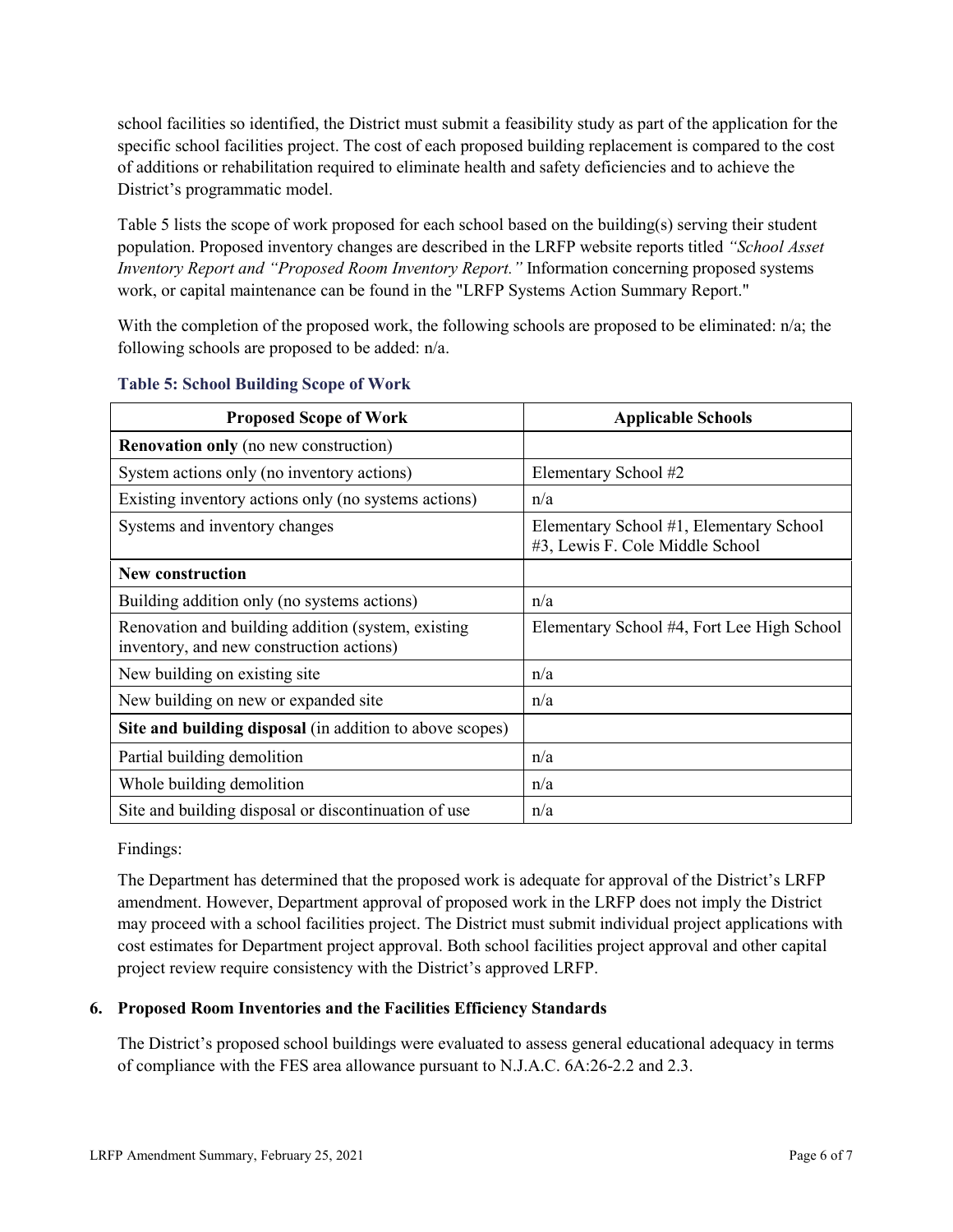school facilities so identified, the District must submit a feasibility study as part of the application for the specific school facilities project. The cost of each proposed building replacement is compared to the cost of additions or rehabilitation required to eliminate health and safety deficiencies and to achieve the District's programmatic model.

Table 5 lists the scope of work proposed for each school based on the building(s) serving their student population. Proposed inventory changes are described in the LRFP website reports titled *"School Asset Inventory Report and "Proposed Room Inventory Report."* Information concerning proposed systems work, or capital maintenance can be found in the "LRFP Systems Action Summary Report."

With the completion of the proposed work, the following schools are proposed to be eliminated: n/a; the following schools are proposed to be added: n/a.

**Table 5: School Building Scope of Work**

| Proposed Scope of Work | Applicable Schools |
|---|---|
| **Renovation only** (no new construction) | |
| System actions only (no inventory actions) | Elementary School #2 |
| Existing inventory actions only (no systems actions) | n/a |
| Systems and inventory changes | Elementary School #1, Elementary School #3, Lewis F. Cole Middle School |
| **New construction** | |
| Building addition only (no systems actions) | n/a |
| Renovation and building addition (system, existing inventory, and new construction actions) | Elementary School #4, Fort Lee High School |
| New building on existing site | n/a |
| New building on new or expanded site | n/a |
| **Site and building disposal** (in addition to above scopes) | |
| Partial building demolition | n/a |
| Whole building demolition | n/a |
| Site and building disposal or discontinuation of use | n/a |

Findings:

The Department has determined that the proposed work is adequate for approval of the District's LRFP amendment. However, Department approval of proposed work in the LRFP does not imply the District may proceed with a school facilities project. The District must submit individual project applications with cost estimates for Department project approval. Both school facilities project approval and other capital project review require consistency with the District's approved LRFP.

### 6. Proposed Room Inventories and the Facilities Efficiency Standards

The District's proposed school buildings were evaluated to assess general educational adequacy in terms of compliance with the FES area allowance pursuant to N.J.A.C. 6A:26-2.2 and 2.3.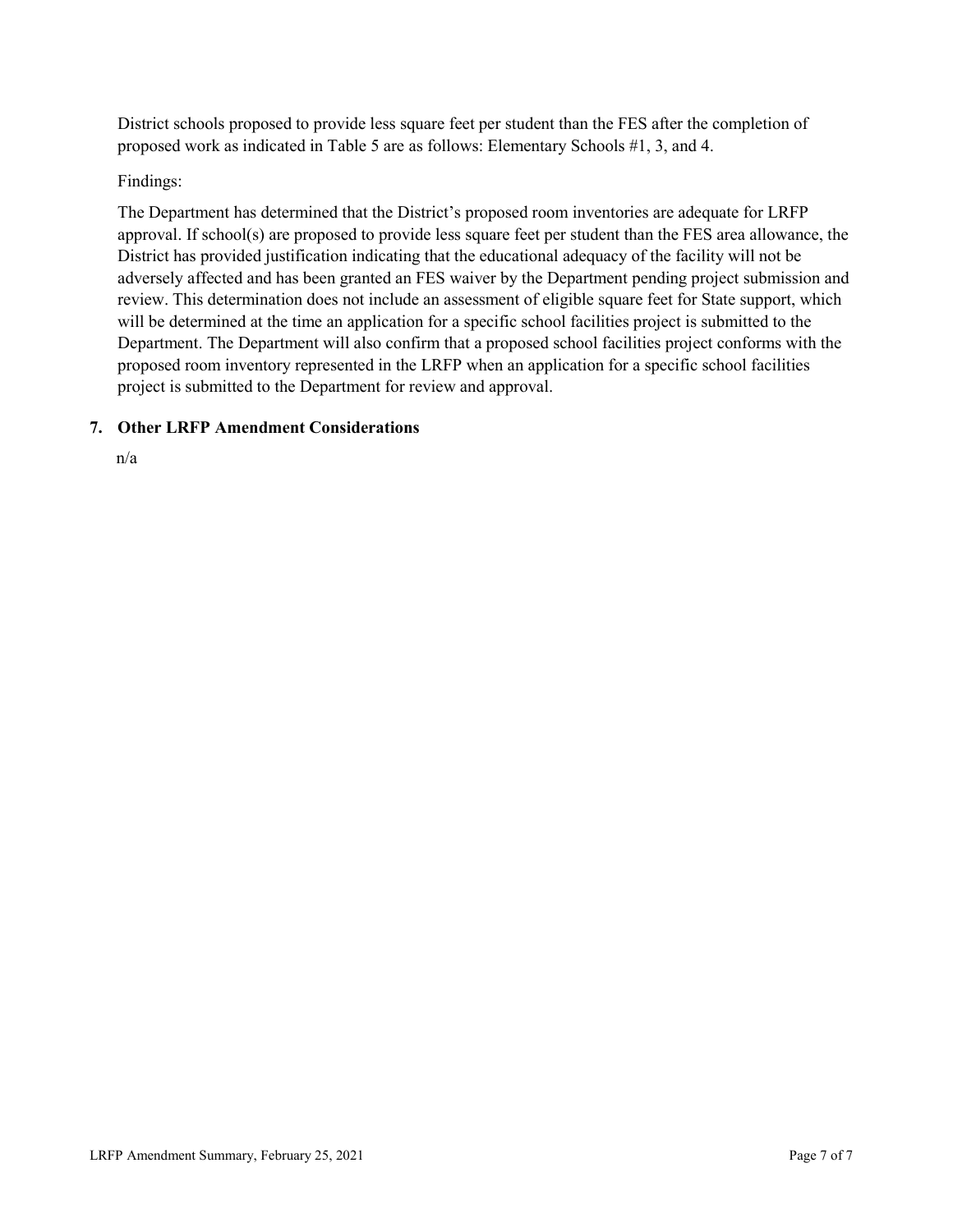District schools proposed to provide less square feet per student than the FES after the completion of proposed work as indicated in Table 5 are as follows: Elementary Schools #1, 3, and 4.

Findings:

The Department has determined that the District's proposed room inventories are adequate for LRFP approval. If school(s) are proposed to provide less square feet per student than the FES area allowance, the District has provided justification indicating that the educational adequacy of the facility will not be adversely affected and has been granted an FES waiver by the Department pending project submission and review. This determination does not include an assessment of eligible square feet for State support, which will be determined at the time an application for a specific school facilities project is submitted to the Department. The Department will also confirm that a proposed school facilities project conforms with the proposed room inventory represented in the LRFP when an application for a specific school facilities project is submitted to the Department for review and approval.

## 7. Other LRFP Amendment Considerations

n/a